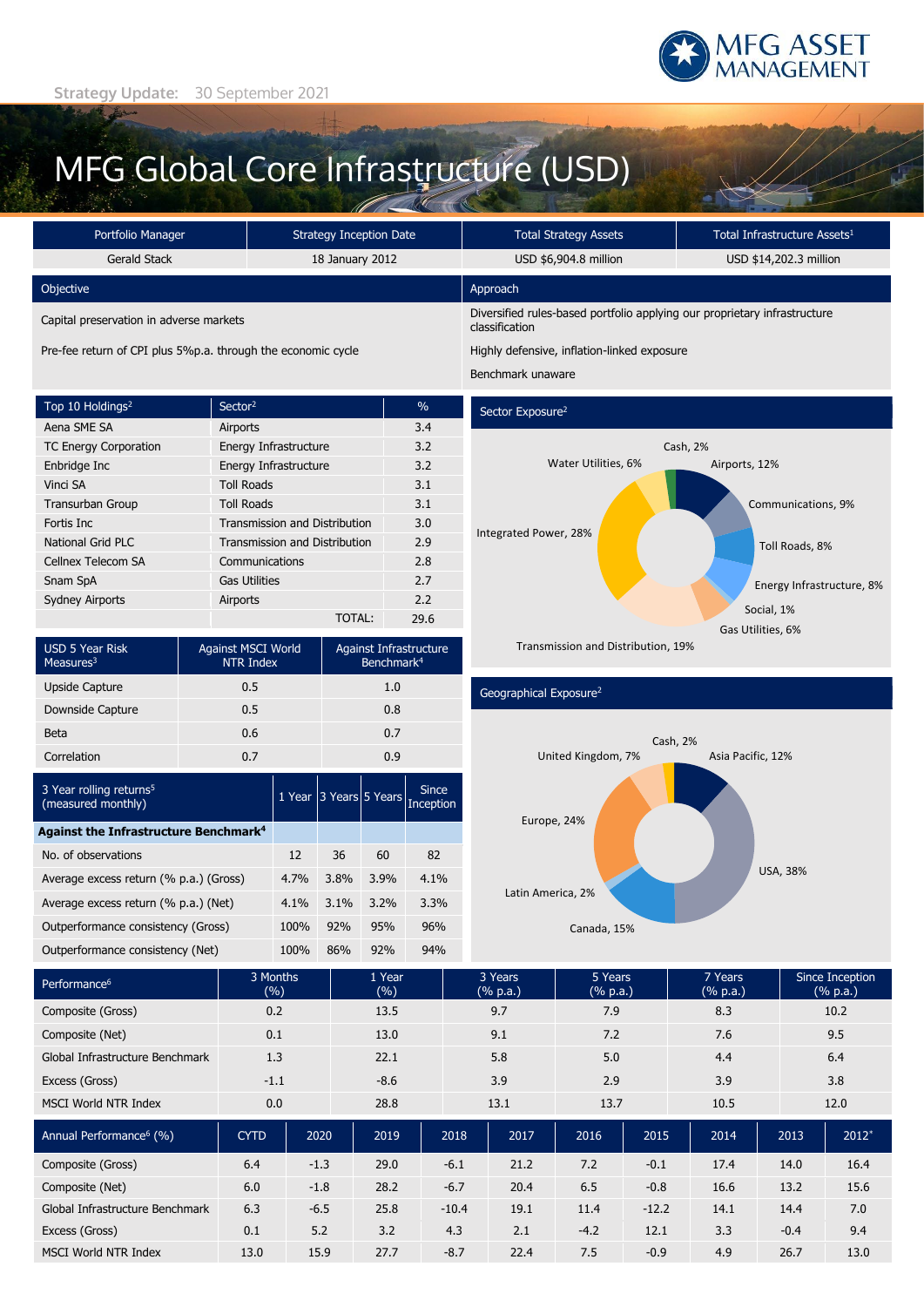MFG ASSET MANAGEMENT

**Strategy Update:** 30 September 2021

# MFG Global Core Infrastructure (USD)

| Portfolio Manager | Strategy Inception Date | Total Strategy Assets | Total Infrastructure Assets[1] |
|---|---|---|---|
| Gerald Stack | 18 January 2012 | USD $6,904.8 million | USD $14,202.3 million |

## Objective

Capital preservation in adverse markets

Pre-fee return of CPI plus 5%p.a. through the economic cycle

## Approach

Diversified rules-based portfolio applying our proprietary infrastructure classification

Highly defensive, inflation-linked exposure

Benchmark unaware

| Top 10 Holdings[2] | Sector[2] | % |
|---|---|---|
| Aena SME SA | Airports | 3.4 |
| TC Energy Corporation | Energy Infrastructure | 3.2 |
| Enbridge Inc | Energy Infrastructure | 3.2 |
| Vinci SA | Toll Roads | 3.1 |
| Transurban Group | Toll Roads | 3.1 |
| Fortis Inc | Transmission and Distribution | 3.0 |
| National Grid PLC | Transmission and Distribution | 2.9 |
| Cellnex Telecom SA | Communications | 2.8 |
| Snam SpA | Gas Utilities | 2.7 |
| Sydney Airports | Airports | 2.2 |
| | TOTAL: | 29.6 |

## Sector Exposure[2]

| Sector | % |
|---|---|
| Airports | 12% |
| Communications | 9% |
| Toll Roads | 8% |
| Energy Infrastructure | 8% |
| Social | 1% |
| Gas Utilities | 6% |
| Transmission and Distribution | 19% |
| Integrated Power | 28% |
| Water Utilities | 6% |
| Cash | 2% |

| USD 5 Year Risk Measures[3] | Against MSCI World NTR Index | Against Infrastructure Benchmark[4] |
|---|---|---|
| Upside Capture | 0.5 | 1.0 |
| Downside Capture | 0.5 | 0.8 |
| Beta | 0.6 | 0.7 |
| Correlation | 0.7 | 0.9 |

## Geographical Exposure[2]

| Region | % |
|---|---|
| Asia Pacific | 12% |
| USA | 38% |
| Canada | 15% |
| Latin America | 2% |
| Europe | 24% |
| United Kingdom | 7% |
| Cash | 2% |

| 3 Year rolling returns[5] (measured monthly) | 1 Year | 3 Years | 5 Years | Since Inception |
|---|---|---|---|---|
| **Against the Infrastructure Benchmark[4]** | | | | |
| No. of observations | 12 | 36 | 60 | 82 |
| Average excess return (% p.a.) (Gross) | 4.7% | 3.8% | 3.9% | 4.1% |
| Average excess return (% p.a.) (Net) | 4.1% | 3.1% | 3.2% | 3.3% |
| Outperformance consistency (Gross) | 100% | 92% | 95% | 96% |
| Outperformance consistency (Net) | 100% | 86% | 92% | 94% |

| Performance[6] | 3 Months (%) | 1 Year (%) | 3 Years (% p.a.) | 5 Years (% p.a.) | 7 Years (% p.a.) | Since Inception (% p.a.) |
|---|---|---|---|---|---|---|
| Composite (Gross) | 0.2 | 13.5 | 9.7 | 7.9 | 8.3 | 10.2 |
| Composite (Net) | 0.1 | 13.0 | 9.1 | 7.2 | 7.6 | 9.5 |
| Global Infrastructure Benchmark | 1.3 | 22.1 | 5.8 | 5.0 | 4.4 | 6.4 |
| Excess (Gross) | -1.1 | -8.6 | 3.9 | 2.9 | 3.9 | 3.8 |
| MSCI World NTR Index | 0.0 | 28.8 | 13.1 | 13.7 | 10.5 | 12.0 |

| Annual Performance[6] (%) | CYTD | 2020 | 2019 | 2018 | 2017 | 2016 | 2015 | 2014 | 2013 | 2012* |
|---|---|---|---|---|---|---|---|---|---|---|
| Composite (Gross) | 6.4 | -1.3 | 29.0 | -6.1 | 21.2 | 7.2 | -0.1 | 17.4 | 14.0 | 16.4 |
| Composite (Net) | 6.0 | -1.8 | 28.2 | -6.7 | 20.4 | 6.5 | -0.8 | 16.6 | 13.2 | 15.6 |
| Global Infrastructure Benchmark | 6.3 | -6.5 | 25.8 | -10.4 | 19.1 | 11.4 | -12.2 | 14.1 | 14.4 | 7.0 |
| Excess (Gross) | 0.1 | 5.2 | 3.2 | 4.3 | 2.1 | -4.2 | 12.1 | 3.3 | -0.4 | 9.4 |
| MSCI World NTR Index | 13.0 | 15.9 | 27.7 | -8.7 | 22.4 | 7.5 | -0.9 | 4.9 | 26.7 | 13.0 |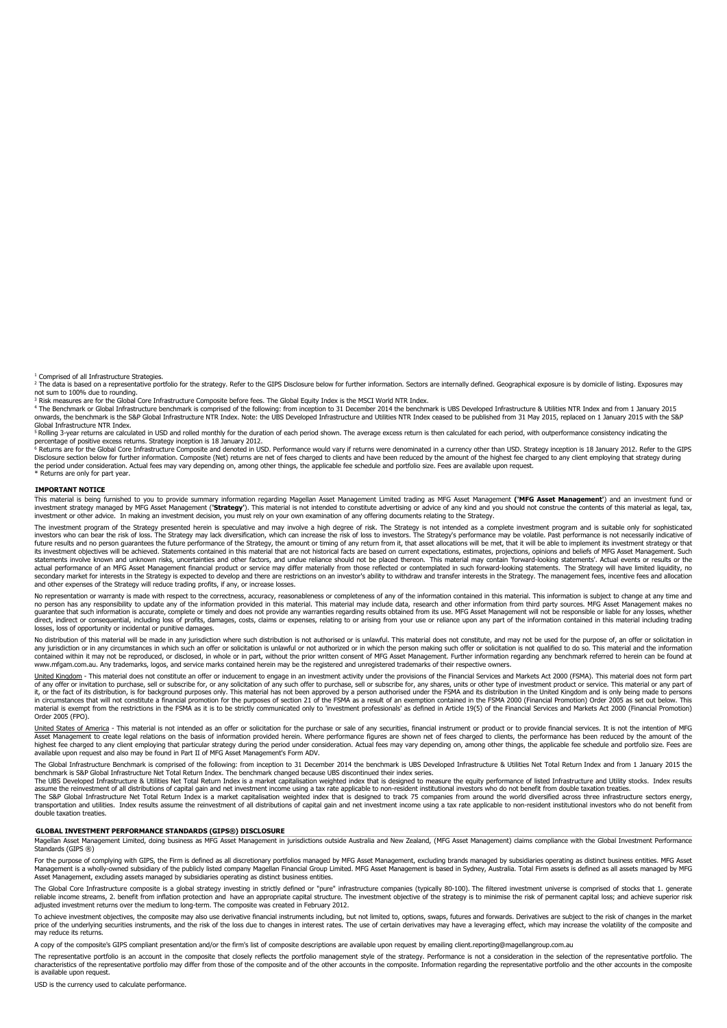[1] Comprised of all Infrastructure Strategies.

[2] The data is based on a representative portfolio for the strategy. Refer to the GIPS Disclosure below for further information. Sectors are internally defined. Geographical exposure is by domicile of listing. Exposures may not sum to 100% due to rounding.

[3] Risk measures are for the Global Core Infrastructure Composite before fees. The Global Equity Index is the MSCI World NTR Index.

[4] The Benchmark or Global Infrastructure benchmark is comprised of the following: from inception to 31 December 2014 the benchmark is UBS Developed Infrastructure & Utilities NTR Index and from 1 January 2015 onwards, the benchmark is the S&P Global Infrastructure NTR Index. Note: the UBS Developed Infrastructure and Utilities NTR Index ceased to be published from 31 May 2015, replaced on 1 January 2015 with the S&P Global Infrastructure NTR Index.

[5] Rolling 3-year returns are calculated in USD and rolled monthly for the duration of each period shown. The average excess return is then calculated for each period, with outperformance consistency indicating the percentage of positive excess returns. Strategy inception is 18 January 2012.

[6] Returns are for the Global Core Infrastructure Composite and denoted in USD. Performance would vary if returns were denominated in a currency other than USD. Strategy inception is 18 January 2012. Refer to the GIPS Disclosure section below for further information. Composite (Net) returns are net of fees charged to clients and have been reduced by the amount of the highest fee charged to any client employing that strategy during the period under consideration. Actual fees may vary depending on, among other things, the applicable fee schedule and portfolio size. Fees are available upon request.

\* Returns are only for part year.

## IMPORTANT NOTICE

This material is being furnished to you to provide summary information regarding Magellan Asset Management Limited trading as MFG Asset Management **('MFG Asset Management'**) and an investment fund or investment strategy managed by MFG Asset Management (**'Strategy'**). This material is not intended to constitute advertising or advice of any kind and you should not construe the contents of this material as legal, tax, investment or other advice. In making an investment decision, you must rely on your own examination of any offering documents relating to the Strategy.

The investment program of the Strategy presented herein is speculative and may involve a high degree of risk. The Strategy is not intended as a complete investment program and is suitable only for sophisticated investors who can bear the risk of loss. The Strategy may lack diversification, which can increase the risk of loss to investors. The Strategy's performance may be volatile. Past performance is not necessarily indicative of future results and no person guarantees the future performance of the Strategy, the amount or timing of any return from it, that asset allocations will be met, that it will be able to implement its investment strategy or that its investment objectives will be achieved. Statements contained in this material that are not historical facts are based on current expectations, estimates, projections, opinions and beliefs of MFG Asset Management. Such statements involve known and unknown risks, uncertainties and other factors, and undue reliance should not be placed thereon. This material may contain 'forward-looking statements'. Actual events or results or the actual performance of an MFG Asset Management financial product or service may differ materially from those reflected or contemplated in such forward-looking statements. The Strategy will have limited liquidity, no secondary market for interests in the Strategy is expected to develop and there are restrictions on an investor's ability to withdraw and transfer interests in the Strategy. The management fees, incentive fees and allocation and other expenses of the Strategy will reduce trading profits, if any, or increase losses.

No representation or warranty is made with respect to the correctness, accuracy, reasonableness or completeness of any of the information contained in this material. This information is subject to change at any time and no person has any responsibility to update any of the information provided in this material. This material may include data, research and other information from third party sources. MFG Asset Management makes no guarantee that such information is accurate, complete or timely and does not provide any warranties regarding results obtained from its use. MFG Asset Management will not be responsible or liable for any losses, whether direct, indirect or consequential, including loss of profits, damages, costs, claims or expenses, relating to or arising from your use or reliance upon any part of the information contained in this material including trading losses, loss of opportunity or incidental or punitive damages.

No distribution of this material will be made in any jurisdiction where such distribution is not authorised or is unlawful. This material does not constitute, and may not be used for the purpose of, an offer or solicitation in any jurisdiction or in any circumstances in which such an offer or solicitation is unlawful or not authorized or in which the person making such offer or solicitation is not qualified to do so. This material and the information contained within it may not be reproduced, or disclosed, in whole or in part, without the prior written consent of MFG Asset Management. Further information regarding any benchmark referred to herein can be found at www.mfgam.com.au. Any trademarks, logos, and service marks contained herein may be the registered and unregistered trademarks of their respective owners.

United Kingdom - This material does not constitute an offer or inducement to engage in an investment activity under the provisions of the Financial Services and Markets Act 2000 (FSMA). This material does not form part of any offer or invitation to purchase, sell or subscribe for, or any solicitation of any such offer to purchase, sell or subscribe for, any shares, units or other type of investment product or service. This material or any part of it, or the fact of its distribution, is for background purposes only. This material has not been approved by a person authorised under the FSMA and its distribution in the United Kingdom and is only being made to persons in circumstances that will not constitute a financial promotion for the purposes of section 21 of the FSMA as a result of an exemption contained in the FSMA 2000 (Financial Promotion) Order 2005 as set out below. This material is exempt from the restrictions in the FSMA as it is to be strictly communicated only to 'investment professionals' as defined in Article 19(5) of the Financial Services and Markets Act 2000 (Financial Promotion) Order 2005 (FPO).

United States of America - This material is not intended as an offer or solicitation for the purchase or sale of any securities, financial instrument or product or to provide financial services. It is not the intention of MFG Asset Management to create legal relations on the basis of information provided herein. Where performance figures are shown net of fees charged to clients, the performance has been reduced by the amount of the highest fee charged to any client employing that particular strategy during the period under consideration. Actual fees may vary depending on, among other things, the applicable fee schedule and portfolio size. Fees are available upon request and also may be found in Part II of MFG Asset Management's Form ADV.

The Global Infrastructure Benchmark is comprised of the following: from inception to 31 December 2014 the benchmark is UBS Developed Infrastructure & Utilities Net Total Return Index and from 1 January 2015 the benchmark is S&P Global Infrastructure Net Total Return Index. The benchmark changed because UBS discontinued their index series.

The UBS Developed Infrastructure & Utilities Net Total Return Index is a market capitalisation weighted index that is designed to measure the equity performance of listed Infrastructure and Utility stocks. Index results assume the reinvestment of all distributions of capital gain and net investment income using a tax rate applicable to non-resident institutional investors who do not benefit from double taxation treaties.

The S&P Global Infrastructure Net Total Return Index is a market capitalisation weighted index that is designed to track 75 companies from around the world diversified across three infrastructure sectors energy, transportation and utilities. Index results assume the reinvestment of all distributions of capital gain and net investment income using a tax rate applicable to non-resident institutional investors who do not benefit from double taxation treaties.

## GLOBAL INVESTMENT PERFORMANCE STANDARDS (GIPS®) DISCLOSURE

Magellan Asset Management Limited, doing business as MFG Asset Management in jurisdictions outside Australia and New Zealand, (MFG Asset Management) claims compliance with the Global Investment Performance Standards (GIPS ®)

For the purpose of complying with GIPS, the Firm is defined as all discretionary portfolios managed by MFG Asset Management, excluding brands managed by subsidiaries operating as distinct business entities. MFG Asset Management is a wholly-owned subsidiary of the publicly listed company Magellan Financial Group Limited. MFG Asset Management is based in Sydney, Australia. Total Firm assets is defined as all assets managed by MFG Asset Management, excluding assets managed by subsidiaries operating as distinct business entities.

The Global Core Infrastructure composite is a global strategy investing in strictly defined or "pure" infrastructure companies (typically 80-100). The filtered investment universe is comprised of stocks that 1. generate reliable income streams, 2. benefit from inflation protection and have an appropriate capital structure. The investment objective of the strategy is to minimise the risk of permanent capital loss; and achieve superior risk adjusted investment returns over the medium to long-term. The composite was created in February 2012.

To achieve investment objectives, the composite may also use derivative financial instruments including, but not limited to, options, swaps, futures and forwards. Derivatives are subject to the risk of changes in the market price of the underlying securities instruments, and the risk of the loss due to changes in interest rates. The use of certain derivatives may have a leveraging effect, which may increase the volatility of the composite and may reduce its returns.

A copy of the composite's GIPS compliant presentation and/or the firm's list of composite descriptions are available upon request by emailing client.reporting@magellangroup.com.au

The representative portfolio is an account in the composite that closely reflects the portfolio management style of the strategy. Performance is not a consideration in the selection of the representative portfolio. The characteristics of the representative portfolio may differ from those of the composite and of the other accounts in the composite. Information regarding the representative portfolio and the other accounts in the composite is available upon request.

USD is the currency used to calculate performance.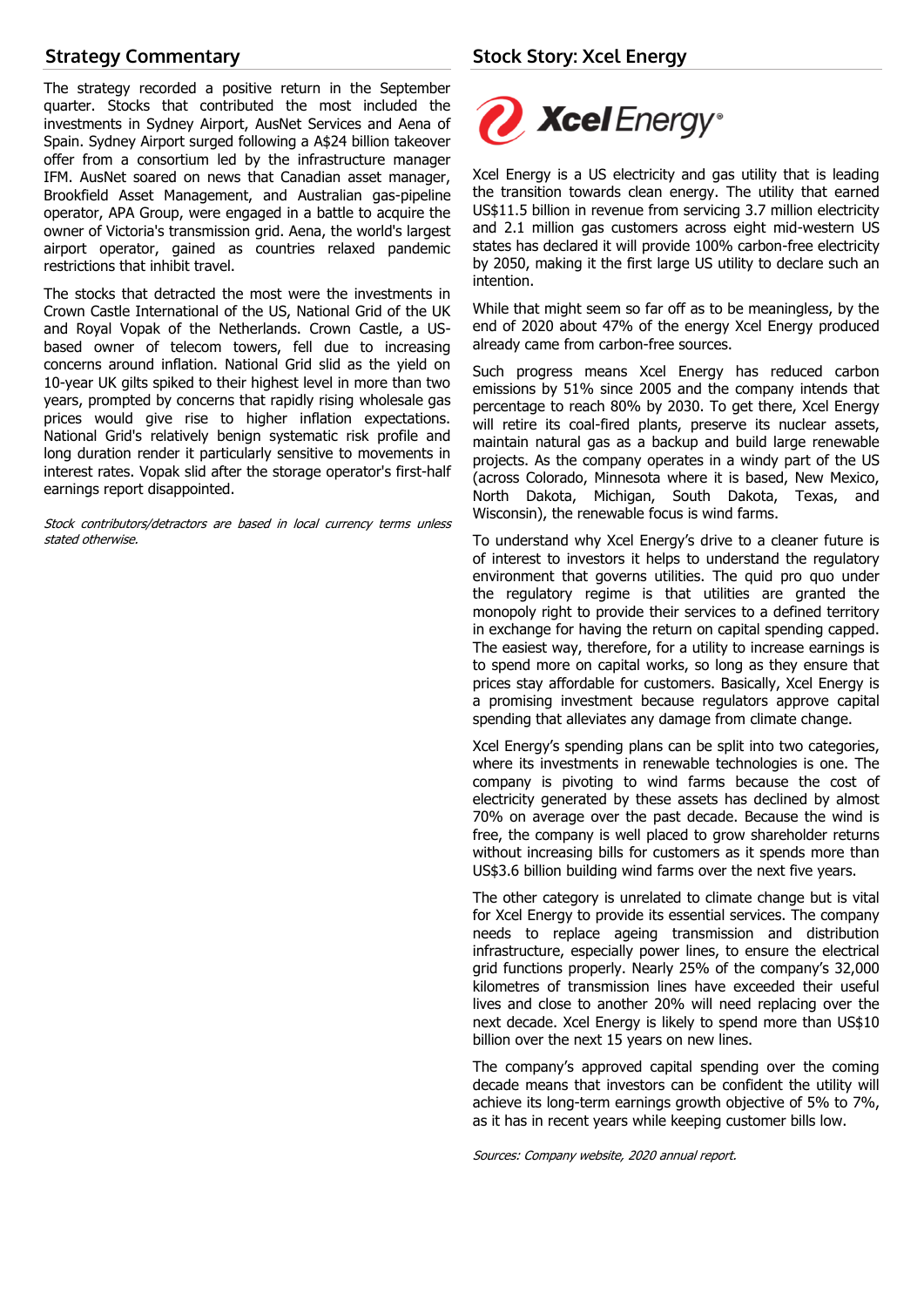## Strategy Commentary

The strategy recorded a positive return in the September quarter. Stocks that contributed the most included the investments in Sydney Airport, AusNet Services and Aena of Spain. Sydney Airport surged following a A$24 billion takeover offer from a consortium led by the infrastructure manager IFM. AusNet soared on news that Canadian asset manager, Brookfield Asset Management, and Australian gas-pipeline operator, APA Group, were engaged in a battle to acquire the owner of Victoria's transmission grid. Aena, the world's largest airport operator, gained as countries relaxed pandemic restrictions that inhibit travel.

The stocks that detracted the most were the investments in Crown Castle International of the US, National Grid of the UK and Royal Vopak of the Netherlands. Crown Castle, a US-based owner of telecom towers, fell due to increasing concerns around inflation. National Grid slid as the yield on 10-year UK gilts spiked to their highest level in more than two years, prompted by concerns that rapidly rising wholesale gas prices would give rise to higher inflation expectations. National Grid's relatively benign systematic risk profile and long duration render it particularly sensitive to movements in interest rates. Vopak slid after the storage operator's first-half earnings report disappointed.

*Stock contributors/detractors are based in local currency terms unless stated otherwise.*

## Stock Story: Xcel Energy

Xcel Energy

Xcel Energy is a US electricity and gas utility that is leading the transition towards clean energy. The utility that earned US$11.5 billion in revenue from servicing 3.7 million electricity and 2.1 million gas customers across eight mid-western US states has declared it will provide 100% carbon-free electricity by 2050, making it the first large US utility to declare such an intention.

While that might seem so far off as to be meaningless, by the end of 2020 about 47% of the energy Xcel Energy produced already came from carbon-free sources.

Such progress means Xcel Energy has reduced carbon emissions by 51% since 2005 and the company intends that percentage to reach 80% by 2030. To get there, Xcel Energy will retire its coal-fired plants, preserve its nuclear assets, maintain natural gas as a backup and build large renewable projects. As the company operates in a windy part of the US (across Colorado, Minnesota where it is based, New Mexico, North Dakota, Michigan, South Dakota, Texas, and Wisconsin), the renewable focus is wind farms.

To understand why Xcel Energy's drive to a cleaner future is of interest to investors it helps to understand the regulatory environment that governs utilities. The quid pro quo under the regulatory regime is that utilities are granted the monopoly right to provide their services to a defined territory in exchange for having the return on capital spending capped. The easiest way, therefore, for a utility to increase earnings is to spend more on capital works, so long as they ensure that prices stay affordable for customers. Basically, Xcel Energy is a promising investment because regulators approve capital spending that alleviates any damage from climate change.

Xcel Energy's spending plans can be split into two categories, where its investments in renewable technologies is one. The company is pivoting to wind farms because the cost of electricity generated by these assets has declined by almost 70% on average over the past decade. Because the wind is free, the company is well placed to grow shareholder returns without increasing bills for customers as it spends more than US$3.6 billion building wind farms over the next five years.

The other category is unrelated to climate change but is vital for Xcel Energy to provide its essential services. The company needs to replace ageing transmission and distribution infrastructure, especially power lines, to ensure the electrical grid functions properly. Nearly 25% of the company's 32,000 kilometres of transmission lines have exceeded their useful lives and close to another 20% will need replacing over the next decade. Xcel Energy is likely to spend more than US$10 billion over the next 15 years on new lines.

The company's approved capital spending over the coming decade means that investors can be confident the utility will achieve its long-term earnings growth objective of 5% to 7%, as it has in recent years while keeping customer bills low.

*Sources: Company website, 2020 annual report.*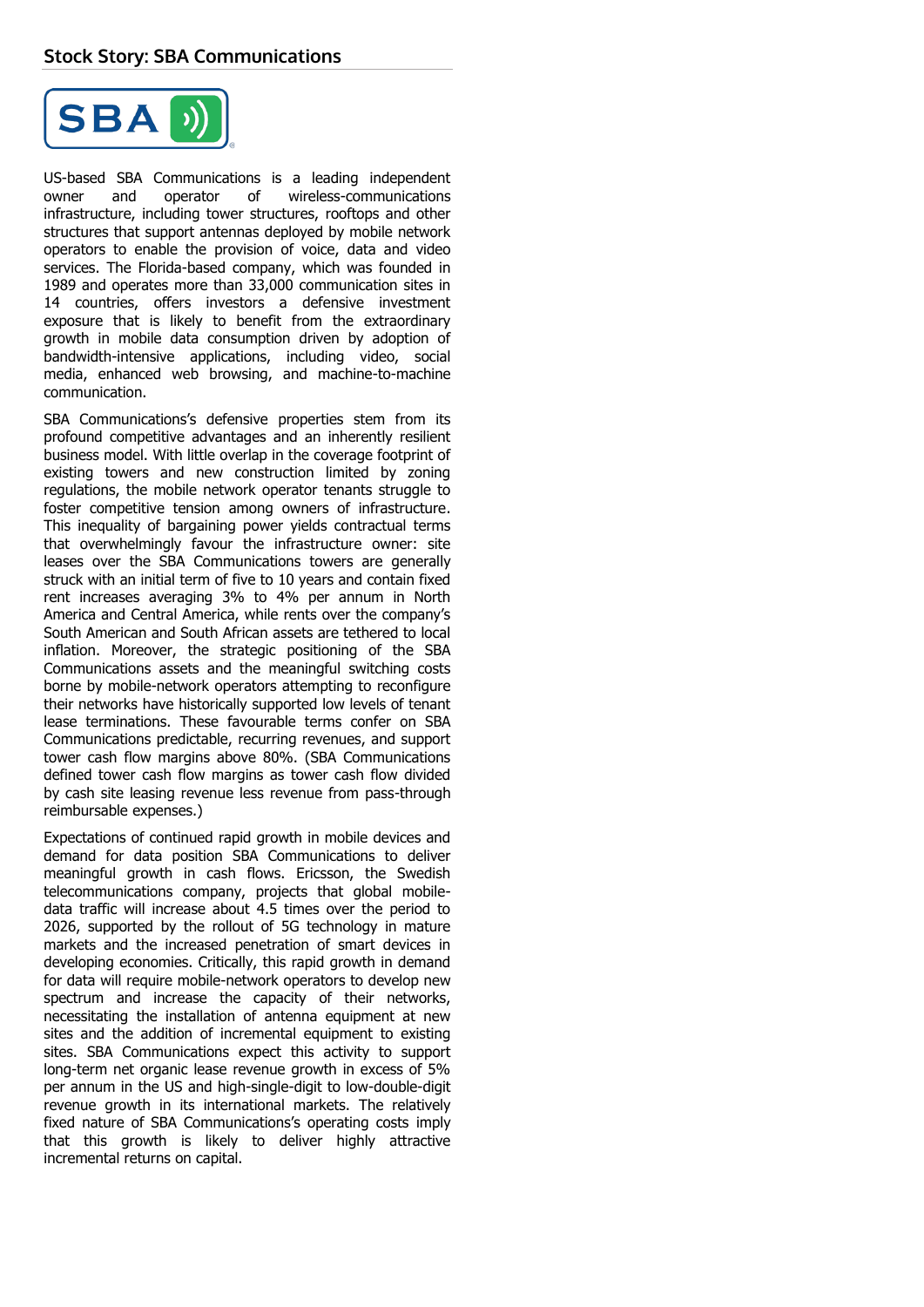## Stock Story: SBA Communications

US-based SBA Communications is a leading independent owner and operator of wireless-communications infrastructure, including tower structures, rooftops and other structures that support antennas deployed by mobile network operators to enable the provision of voice, data and video services. The Florida-based company, which was founded in 1989 and operates more than 33,000 communication sites in 14 countries, offers investors a defensive investment exposure that is likely to benefit from the extraordinary growth in mobile data consumption driven by adoption of bandwidth-intensive applications, including video, social media, enhanced web browsing, and machine-to-machine communication.

SBA Communications's defensive properties stem from its profound competitive advantages and an inherently resilient business model. With little overlap in the coverage footprint of existing towers and new construction limited by zoning regulations, the mobile network operator tenants struggle to foster competitive tension among owners of infrastructure. This inequality of bargaining power yields contractual terms that overwhelmingly favour the infrastructure owner: site leases over the SBA Communications towers are generally struck with an initial term of five to 10 years and contain fixed rent increases averaging 3% to 4% per annum in North America and Central America, while rents over the company's South American and South African assets are tethered to local inflation. Moreover, the strategic positioning of the SBA Communications assets and the meaningful switching costs borne by mobile-network operators attempting to reconfigure their networks have historically supported low levels of tenant lease terminations. These favourable terms confer on SBA Communications predictable, recurring revenues, and support tower cash flow margins above 80%. (SBA Communications defined tower cash flow margins as tower cash flow divided by cash site leasing revenue less revenue from pass-through reimbursable expenses.)

Expectations of continued rapid growth in mobile devices and demand for data position SBA Communications to deliver meaningful growth in cash flows. Ericsson, the Swedish telecommunications company, projects that global mobile-data traffic will increase about 4.5 times over the period to 2026, supported by the rollout of 5G technology in mature markets and the increased penetration of smart devices in developing economies. Critically, this rapid growth in demand for data will require mobile-network operators to develop new spectrum and increase the capacity of their networks, necessitating the installation of antenna equipment at new sites and the addition of incremental equipment to existing sites. SBA Communications expect this activity to support long-term net organic lease revenue growth in excess of 5% per annum in the US and high-single-digit to low-double-digit revenue growth in its international markets. The relatively fixed nature of SBA Communications's operating costs imply that this growth is likely to deliver highly attractive incremental returns on capital.